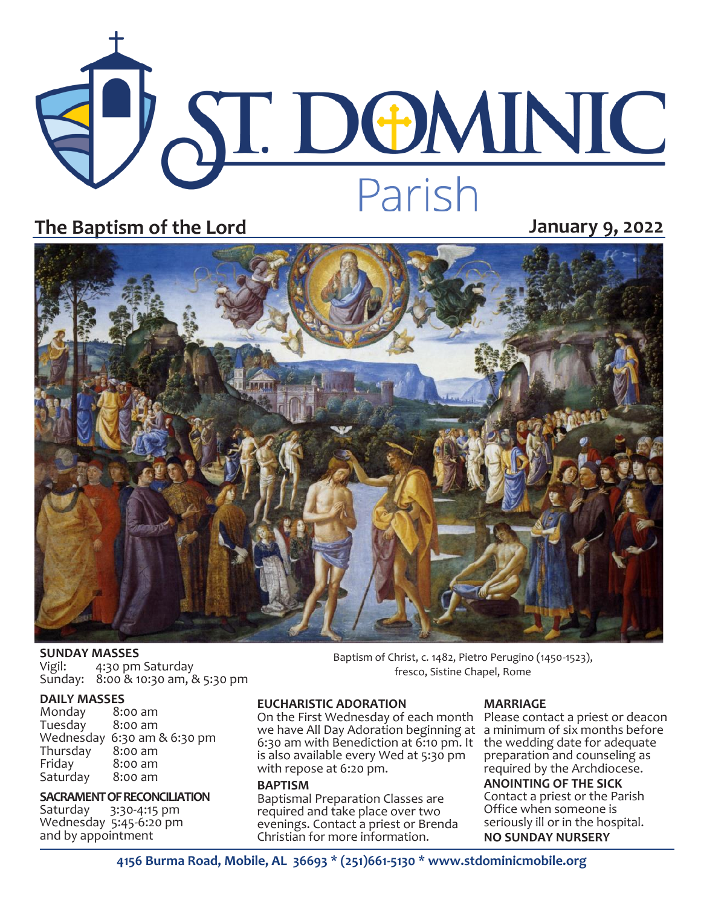# ST. DOMINIC Parish

## The Baptism of the Lord

**January 9, 2022**

Baptism of Christ, c. 1482, Pietro Perugino (1450-1523), fresco, Sistine Chapel, Rome

**SUNDAY MASSES**
Vigil: 4:30 pm Saturday
Sunday: 8:00 & 10:30 am, & 5:30 pm

**DAILY MASSES**
Monday 8:00 am
Tuesday 8:00 am
Wednesday 6:30 am & 6:30 pm
Thursday 8:00 am
Friday 8:00 am
Saturday 8:00 am

**SACRAMENT OF RECONCILIATION**
Saturday 3:30-4:15 pm
Wednesday 5:45-6:20 pm
and by appointment

**EUCHARISTIC ADORATION**
On the First Wednesday of each month we have All Day Adoration beginning at 6:30 am with Benediction at 6:10 pm. It is also available every Wed at 5:30 pm with repose at 6:20 pm.

**BAPTISM**
Baptismal Preparation Classes are required and take place over two evenings. Contact a priest or Brenda Christian for more information.

**MARRIAGE**
Please contact a priest or deacon a minimum of six months before the wedding date for adequate preparation and counseling as required by the Archdiocese.

**ANOINTING OF THE SICK**
Contact a priest or the Parish Office when someone is seriously ill or in the hospital.

**NO SUNDAY NURSERY**

**4156 Burma Road, Mobile, AL 36693 * (251)661-5130 * www.stdominicmobile.org**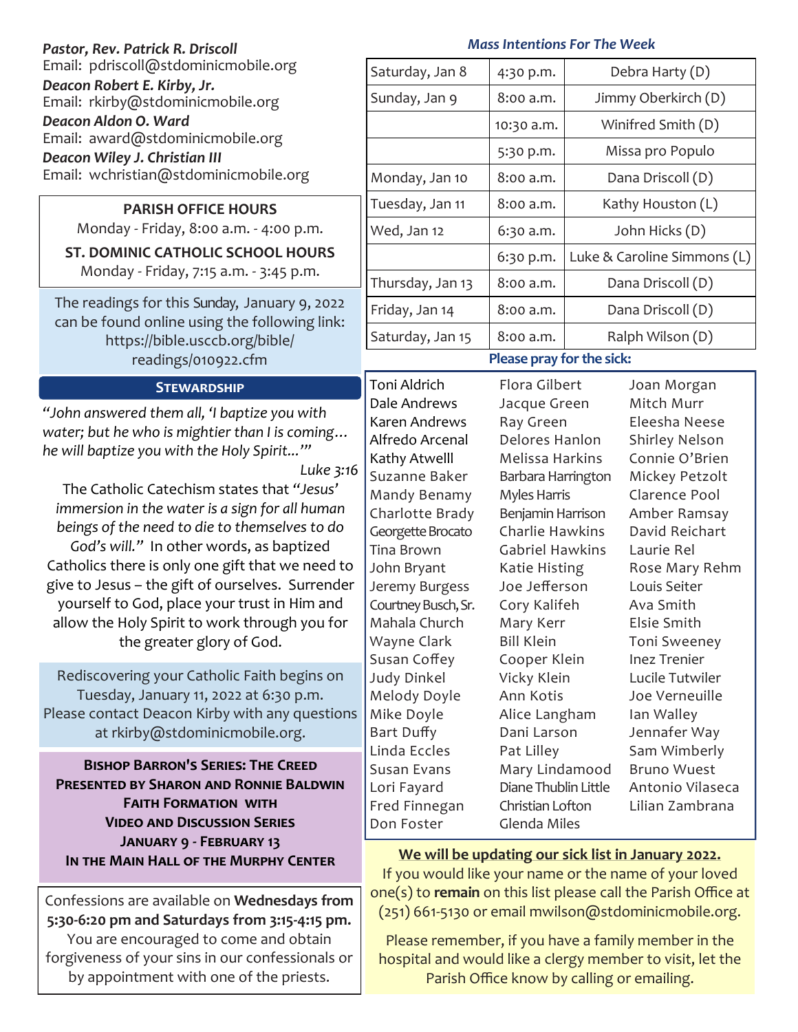***Pastor, Rev. Patrick R. Driscoll***
Email: pdriscoll@stdominicmobile.org

***Deacon Robert E. Kirby, Jr.***
Email: rkirby@stdominicmobile.org

***Deacon Aldon O. Ward***
Email: award@stdominicmobile.org

***Deacon Wiley J. Christian III***
Email: wchristian@stdominicmobile.org

**PARISH OFFICE HOURS**
Monday - Friday, 8:00 a.m. - 4:00 p.m.

**ST. DOMINIC CATHOLIC SCHOOL HOURS**
Monday - Friday, 7:15 a.m. - 3:45 p.m.

The readings for this Sunday, January 9, 2022 can be found online using the following link: https://bible.usccb.org/bible/readings/010922.cfm

## STEWARDSHIP

*"John answered them all, 'I baptize you with water; but he who is mightier than I is coming… he will baptize you with the Holy Spirit...'"*

*Luke 3:16*

The Catholic Catechism states that *"Jesus' immersion in the water is a sign for all human beings of the need to die to themselves to do God's will."* In other words, as baptized Catholics there is only one gift that we need to give to Jesus – the gift of ourselves. Surrender yourself to God, place your trust in Him and allow the Holy Spirit to work through you for the greater glory of God.

Rediscovering your Catholic Faith begins on Tuesday, January 11, 2022 at 6:30 p.m. Please contact Deacon Kirby with any questions at rkirby@stdominicmobile.org.

**BISHOP BARRON'S SERIES: THE CREED**
**PRESENTED BY SHARON AND RONNIE BALDWIN**
**FAITH FORMATION WITH**
**VIDEO AND DISCUSSION SERIES**
**JANUARY 9 - FEBRUARY 13**
**IN THE MAIN HALL OF THE MURPHY CENTER**

Confessions are available on **Wednesdays from 5:30-6:20 pm and Saturdays from 3:15-4:15 pm.** You are encouraged to come and obtain forgiveness of your sins in our confessionals or by appointment with one of the priests.

### *Mass Intentions For The Week*

| Day | Time | Intention |
|---|---|---|
| Saturday, Jan 8 | 4:30 p.m. | Debra Harty (D) |
| Sunday, Jan 9 | 8:00 a.m. | Jimmy Oberkirch (D) |
| | 10:30 a.m. | Winifred Smith (D) |
| | 5:30 p.m. | Missa pro Populo |
| Monday, Jan 10 | 8:00 a.m. | Dana Driscoll (D) |
| Tuesday, Jan 11 | 8:00 a.m. | Kathy Houston (L) |
| Wed, Jan 12 | 6:30 a.m. | John Hicks (D) |
| | 6:30 p.m. | Luke & Caroline Simmons (L) |
| Thursday, Jan 13 | 8:00 a.m. | Dana Driscoll (D) |
| Friday, Jan 14 | 8:00 a.m. | Dana Driscoll (D) |
| Saturday, Jan 15 | 8:00 a.m. | Ralph Wilson (D) |

**Please pray for the sick:**

Toni Aldrich
Dale Andrews
Karen Andrews
Alfredo Arcenal
Kathy Atwelll
Suzanne Baker
Mandy Benamy
Charlotte Brady
Georgette Brocato
Tina Brown
John Bryant
Jeremy Burgess
Courtney Busch, Sr.
Mahala Church
Wayne Clark
Susan Coffey
Judy Dinkel
Melody Doyle
Mike Doyle
Bart Duffy
Linda Eccles
Susan Evans
Lori Fayard
Fred Finnegan
Don Foster
Flora Gilbert
Jacque Green
Ray Green
Delores Hanlon
Melissa Harkins
Barbara Harrington
Myles Harris
Benjamin Harrison
Charlie Hawkins
Gabriel Hawkins
Katie Histing
Joe Jefferson
Cory Kalifeh
Mary Kerr
Bill Klein
Cooper Klein
Vicky Klein
Ann Kotis
Alice Langham
Dani Larson
Pat Lilley
Mary Lindamood
Diane Thublin Little
Christian Lofton
Glenda Miles
Joan Morgan
Mitch Murr
Eleesha Neese
Shirley Nelson
Connie O'Brien
Mickey Petzolt
Clarence Pool
Amber Ramsay
David Reichart
Laurie Rel
Rose Mary Rehm
Louis Seiter
Ava Smith
Elsie Smith
Toni Sweeney
Inez Trenier
Lucile Tutwiler
Joe Verneuille
Ian Walley
Jennafer Way
Sam Wimberly
Bruno Wuest
Antonio Vilaseca
Lilian Zambrana

**We will be updating our sick list in January 2022.**
If you would like your name or the name of your loved one(s) to **remain** on this list please call the Parish Office at (251) 661-5130 or email mwilson@stdominicmobile.org.

Please remember, if you have a family member in the hospital and would like a clergy member to visit, let the Parish Office know by calling or emailing.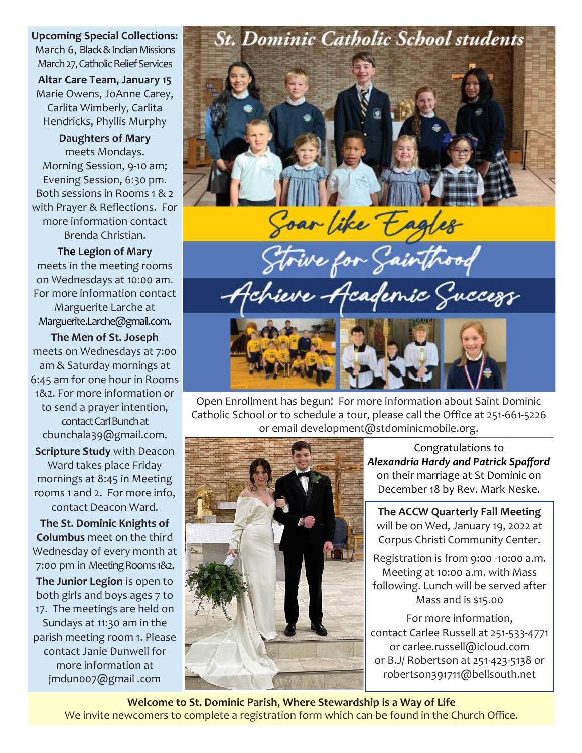**Upcoming Special Collections:**
March 6, Black & Indian Missions
March 27, Catholic Relief Services

**Altar Care Team, January 15**
Marie Owens, JoAnne Carey, Carlita Wimberly, Carlita Hendricks, Phyllis Murphy

**Daughters of Mary**
meets Mondays. Morning Session, 9-10 am; Evening Session, 6:30 pm. Both sessions in Rooms 1 & 2 with Prayer & Reflections. For more information contact Brenda Christian.

**The Legion of Mary**
meets in the meeting rooms on Wednesdays at 10:00 am. For more information contact Marguerite Larche at Marguerite.Larche@gmail.com.

**The Men of St. Joseph**
meets on Wednesdays at 7:00 am & Saturday mornings at 6:45 am for one hour in Rooms 1&2. For more information or to send a prayer intention, contact Carl Bunch at cbunchala39@gmail.com.

**Scripture Study** with Deacon Ward takes place Friday mornings at 8:45 in Meeting rooms 1 and 2. For more info, contact Deacon Ward.

**The St. Dominic Knights of Columbus** meet on the third Wednesday of every month at 7:00 pm in Meeting Rooms 1&2.

**The Junior Legion** is open to both girls and boys ages 7 to 17. The meetings are held on Sundays at 11:30 am in the parish meeting room 1. Please contact Janie Dunwell for more information at jmdun007@gmail .com

## St. Dominic Catholic School students

Soar like Eagles
Strive for Sainthood
Achieve Academic Success

Open Enrollment has begun! For more information about Saint Dominic Catholic School or to schedule a tour, please call the Office at 251-661-5226 or email development@stdominicmobile.org.

Congratulations to *Alexandria Hardy and Patrick Spafford* on their marriage at St Dominic on December 18 by Rev. Mark Neske.

**The ACCW Quarterly Fall Meeting** will be on Wed, January 19, 2022 at Corpus Christi Community Center.

Registration is from 9:00 -10:00 a.m. Meeting at 10:00 a.m. with Mass following. Lunch will be served after Mass and is $15.00

For more information, contact Carlee Russell at 251-533-4771 or carlee.russell@icloud.com or B.J/ Robertson at 251-423-5138 or robertson391711@bellsouth.net

**Welcome to St. Dominic Parish, Where Stewardship is a Way of Life**
We invite newcomers to complete a registration form which can be found in the Church Office.